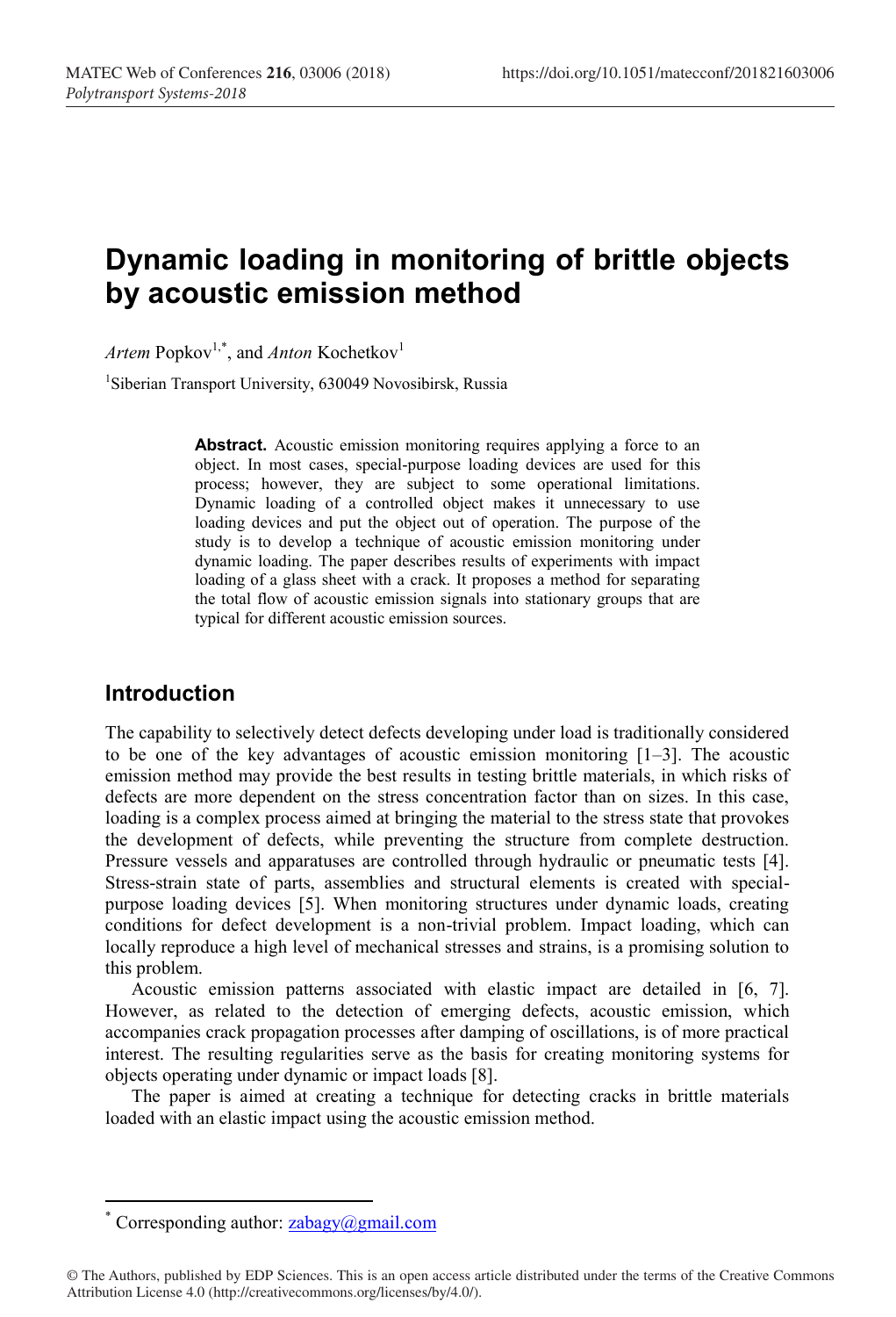# Dynamic loading in monitoring of brittle objects by acoustic emission method

*Artem* Popkov[1,*], and *Anton* Kochetkov[1]

[1]Siberian Transport University, 630049 Novosibirsk, Russia

**Abstract.** Acoustic emission monitoring requires applying a force to an object. In most cases, special-purpose loading devices are used for this process; however, they are subject to some operational limitations. Dynamic loading of a controlled object makes it unnecessary to use loading devices and put the object out of operation. The purpose of the study is to develop a technique of acoustic emission monitoring under dynamic loading. The paper describes results of experiments with impact loading of a glass sheet with a crack. It proposes a method for separating the total flow of acoustic emission signals into stationary groups that are typical for different acoustic emission sources.

## Introduction

The capability to selectively detect defects developing under load is traditionally considered to be one of the key advantages of acoustic emission monitoring [1–3]. The acoustic emission method may provide the best results in testing brittle materials, in which risks of defects are more dependent on the stress concentration factor than on sizes. In this case, loading is a complex process aimed at bringing the material to the stress state that provokes the development of defects, while preventing the structure from complete destruction. Pressure vessels and apparatuses are controlled through hydraulic or pneumatic tests [4]. Stress-strain state of parts, assemblies and structural elements is created with special-purpose loading devices [5]. When monitoring structures under dynamic loads, creating conditions for defect development is a non-trivial problem. Impact loading, which can locally reproduce a high level of mechanical stresses and strains, is a promising solution to this problem.

Acoustic emission patterns associated with elastic impact are detailed in [6, 7]. However, as related to the detection of emerging defects, acoustic emission, which accompanies crack propagation processes after damping of oscillations, is of more practical interest. The resulting regularities serve as the basis for creating monitoring systems for objects operating under dynamic or impact loads [8].

The paper is aimed at creating a technique for detecting cracks in brittle materials loaded with an elastic impact using the acoustic emission method.

* Corresponding author: zabagy@gmail.com

© The Authors, published by EDP Sciences. This is an open access article distributed under the terms of the Creative Commons Attribution License 4.0 (http://creativecommons.org/licenses/by/4.0/).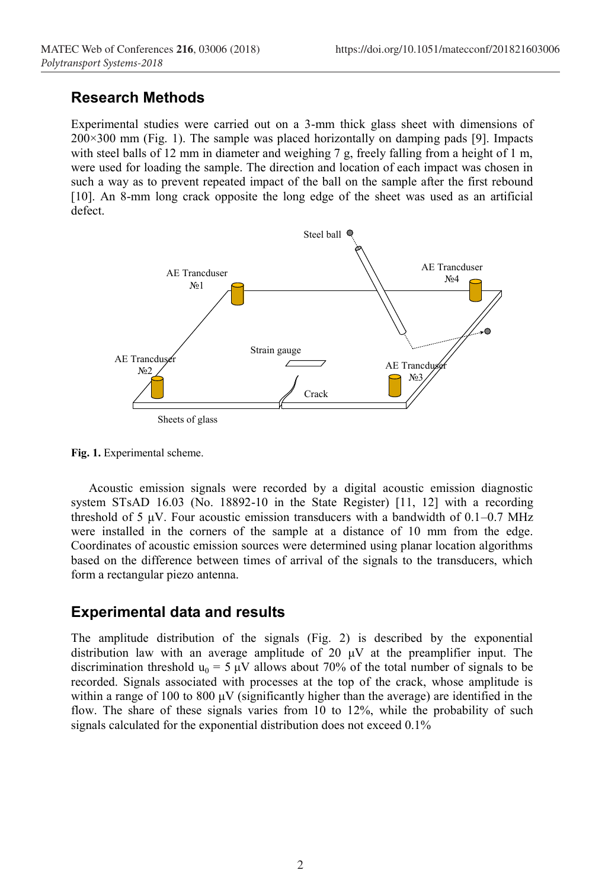## Research Methods

Experimental studies were carried out on a 3-mm thick glass sheet with dimensions of 200×300 mm (Fig. 1). The sample was placed horizontally on damping pads [9]. Impacts with steel balls of 12 mm in diameter and weighing 7 g, freely falling from a height of 1 m, were used for loading the sample. The direction and location of each impact was chosen in such a way as to prevent repeated impact of the ball on the sample after the first rebound [10]. An 8-mm long crack opposite the long edge of the sheet was used as an artificial defect.

**Fig. 1.** Experimental scheme.

Acoustic emission signals were recorded by a digital acoustic emission diagnostic system STsAD 16.03 (No. 18892-10 in the State Register) [11, 12] with a recording threshold of 5 μV. Four acoustic emission transducers with a bandwidth of 0.1–0.7 MHz were installed in the corners of the sample at a distance of 10 mm from the edge. Coordinates of acoustic emission sources were determined using planar location algorithms based on the difference between times of arrival of the signals to the transducers, which form a rectangular piezo antenna.

## Experimental data and results

The amplitude distribution of the signals (Fig. 2) is described by the exponential distribution law with an average amplitude of 20 μV at the preamplifier input. The discrimination threshold $u_0$ = 5 μV allows about 70% of the total number of signals to be recorded. Signals associated with processes at the top of the crack, whose amplitude is within a range of 100 to 800 μV (significantly higher than the average) are identified in the flow. The share of these signals varies from 10 to 12%, while the probability of such signals calculated for the exponential distribution does not exceed 0.1%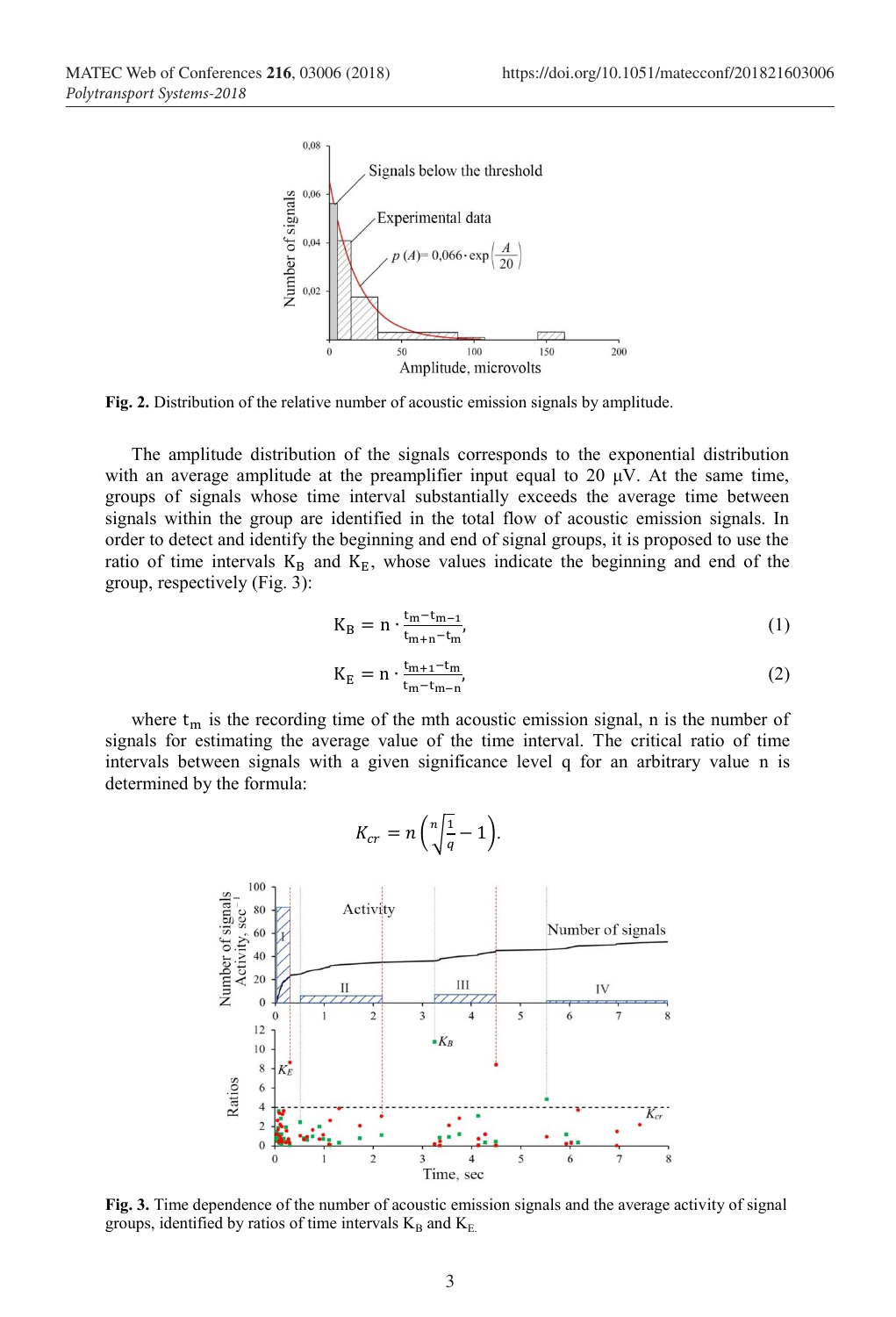Fig. 2. Distribution of the relative number of acoustic emission signals by amplitude.

The amplitude distribution of the signals corresponds to the exponential distribution with an average amplitude at the preamplifier input equal to 20 μV. At the same time, groups of signals whose time interval substantially exceeds the average time between signals within the group are identified in the total flow of acoustic emission signals. In order to detect and identify the beginning and end of signal groups, it is proposed to use the ratio of time intervals $K_B$ and $K_E$, whose values indicate the beginning and end of the group, respectively (Fig. 3):

$$K_B = n \cdot \frac{t_m - t_{m-1}}{t_{m+n} - t_m}, \tag{1}$$

$$K_E = n \cdot \frac{t_{m+1} - t_m}{t_m - t_{m-n}}, \tag{2}$$

where $t_m$ is the recording time of the mth acoustic emission signal, n is the number of signals for estimating the average value of the time interval. The critical ratio of time intervals between signals with a given significance level q for an arbitrary value n is determined by the formula:

$$K_{cr} = n\left(\sqrt[n]{\frac{1}{q}} - 1\right).$$

Fig. 3. Time dependence of the number of acoustic emission signals and the average activity of signal groups, identified by ratios of time intervals $K_B$ and $K_E$.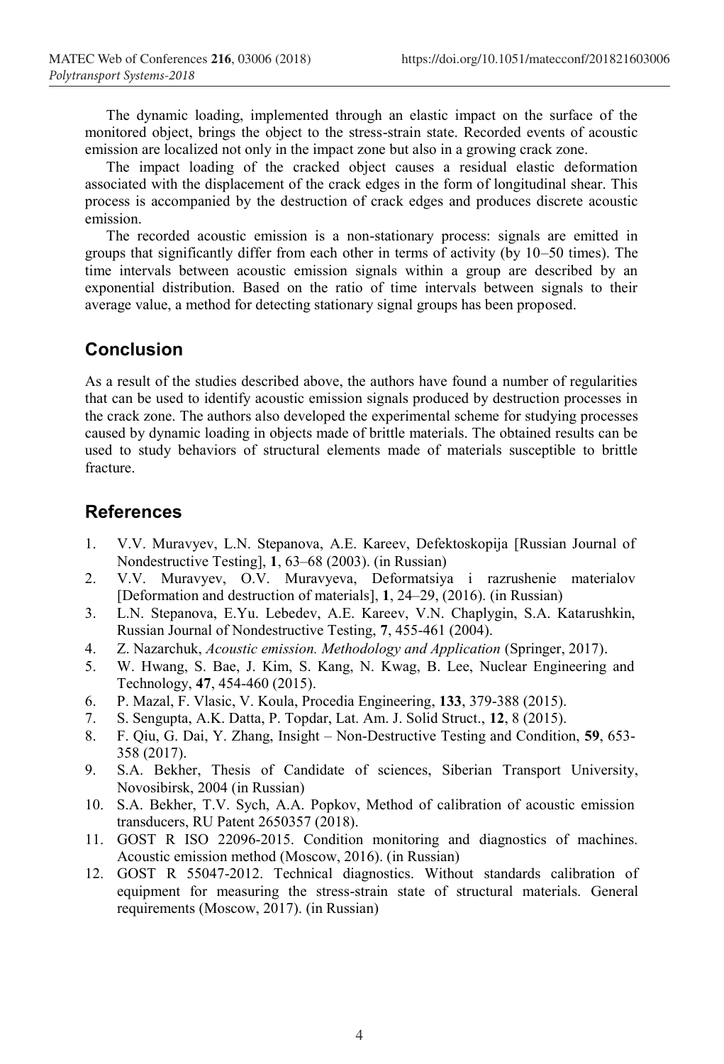The dynamic loading, implemented through an elastic impact on the surface of the monitored object, brings the object to the stress-strain state. Recorded events of acoustic emission are localized not only in the impact zone but also in a growing crack zone.

The impact loading of the cracked object causes a residual elastic deformation associated with the displacement of the crack edges in the form of longitudinal shear. This process is accompanied by the destruction of crack edges and produces discrete acoustic emission.

The recorded acoustic emission is a non-stationary process: signals are emitted in groups that significantly differ from each other in terms of activity (by 10–50 times). The time intervals between acoustic emission signals within a group are described by an exponential distribution. Based on the ratio of time intervals between signals to their average value, a method for detecting stationary signal groups has been proposed.

## Conclusion

As a result of the studies described above, the authors have found a number of regularities that can be used to identify acoustic emission signals produced by destruction processes in the crack zone. The authors also developed the experimental scheme for studying processes caused by dynamic loading in objects made of brittle materials. The obtained results can be used to study behaviors of structural elements made of materials susceptible to brittle fracture.

## References

1. V.V. Muravyev, L.N. Stepanova, A.E. Kareev, Defektoskopija [Russian Journal of Nondestructive Testing], **1**, 63–68 (2003). (in Russian)
2. V.V. Muravyev, O.V. Muravyeva, Deformatsiya i razrushenie materialov [Deformation and destruction of materials], **1**, 24–29, (2016). (in Russian)
3. L.N. Stepanova, E.Yu. Lebedev, A.E. Kareev, V.N. Chaplygin, S.A. Katarushkin, Russian Journal of Nondestructive Testing, **7**, 455-461 (2004).
4. Z. Nazarchuk, *Acoustic emission. Methodology and Application* (Springer, 2017).
5. W. Hwang, S. Bae, J. Kim, S. Kang, N. Kwag, B. Lee, Nuclear Engineering and Technology, **47**, 454-460 (2015).
6. P. Mazal, F. Vlasic, V. Koula, Procedia Engineering, **133**, 379-388 (2015).
7. S. Sengupta, A.K. Datta, P. Topdar, Lat. Am. J. Solid Struct., **12**, 8 (2015).
8. F. Qiu, G. Dai, Y. Zhang, Insight – Non-Destructive Testing and Condition, **59**, 653-358 (2017).
9. S.A. Bekher, Thesis of Candidate of sciences, Siberian Transport University, Novosibirsk, 2004 (in Russian)
10. S.A. Bekher, T.V. Sych, A.A. Popkov, Method of calibration of acoustic emission transducers, RU Patent 2650357 (2018).
11. GOST R ISO 22096-2015. Condition monitoring and diagnostics of machines. Acoustic emission method (Moscow, 2016). (in Russian)
12. GOST R 55047-2012. Technical diagnostics. Without standards calibration of equipment for measuring the stress-strain state of structural materials. General requirements (Moscow, 2017). (in Russian)